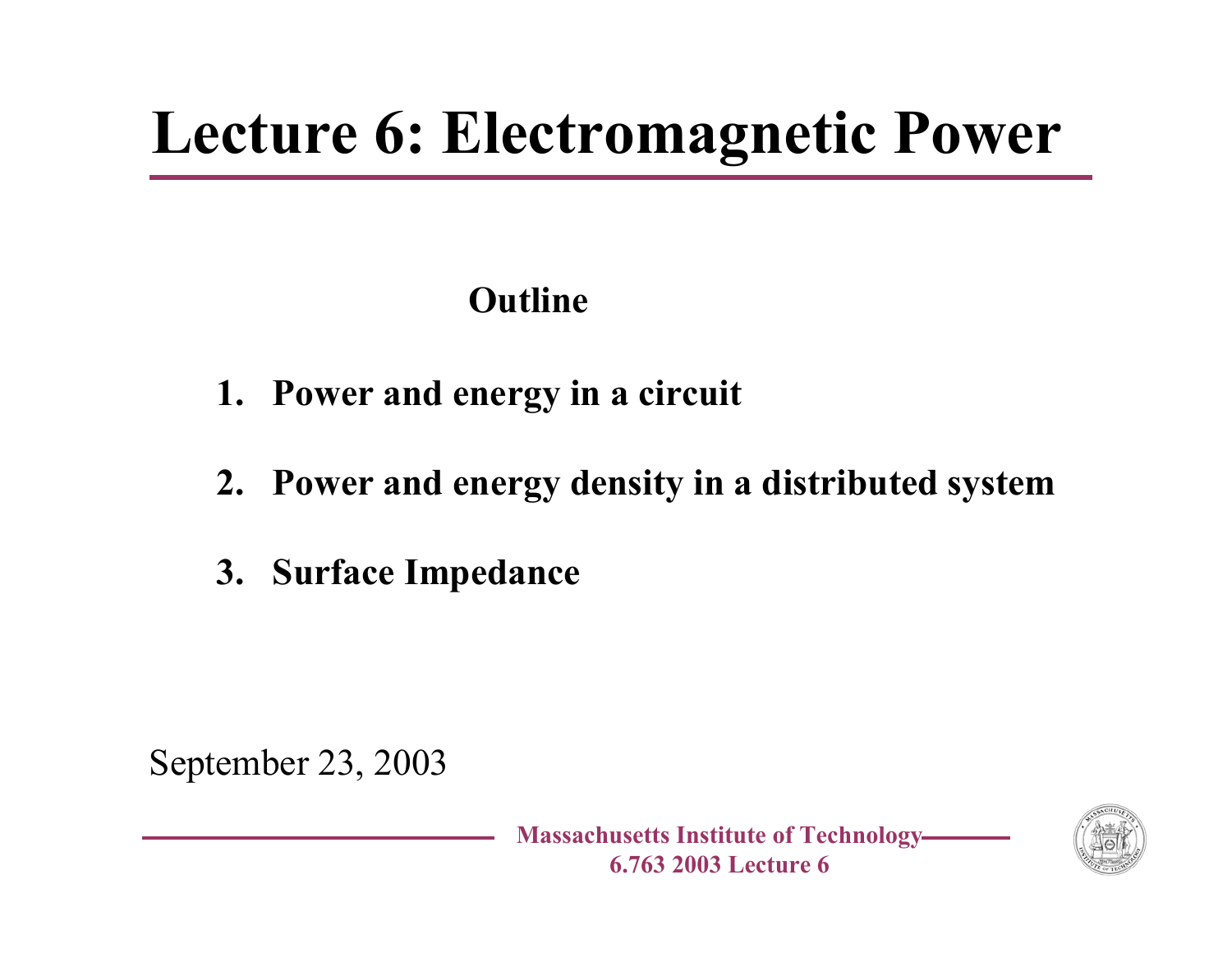# Lecture 6: Electromagnetic Power

**Outline**

1. **Power and energy in a circuit**
2. **Power and energy density in a distributed system**
3. **Surface Impedance**

September 23, 2003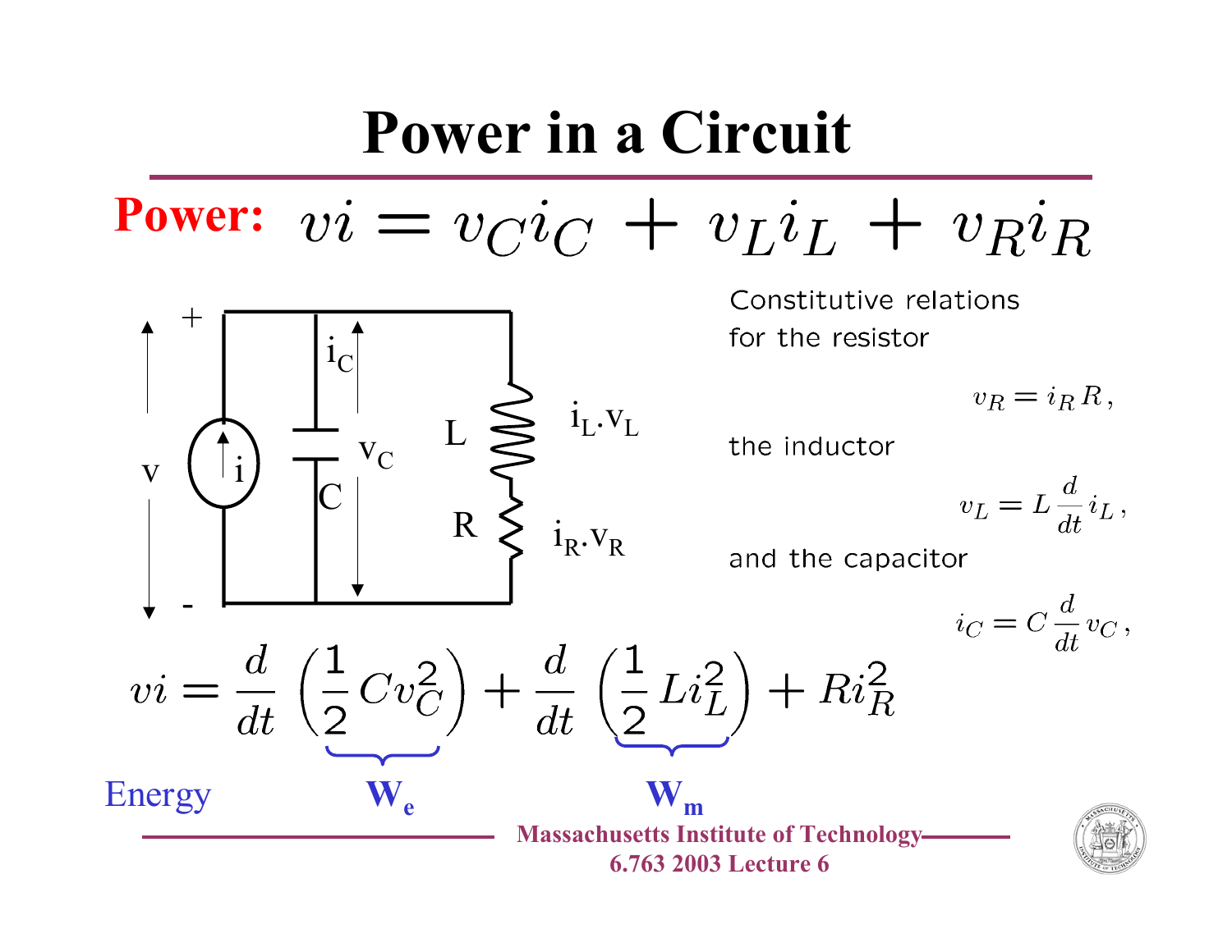# Power in a Circuit

**Power:** $vi = v_C i_C + v_L i_L + v_R i_R$

Constitutive relations for the resistor

$$v_R = i_R R\,,$$

the inductor

$$v_L = L\frac{d}{dt}i_L\,,$$

and the capacitor

$$i_C = C\frac{d}{dt}v_C\,,$$

$$vi = \frac{d}{dt}\left(\frac{1}{2}Cv_C^2\right) + \frac{d}{dt}\left(\frac{1}{2}Li_L^2\right) + Ri_R^2$$

Energy: $\frac{1}{2}Cv_C^2 = W_e$, $\quad \frac{1}{2}Li_L^2 = W_m$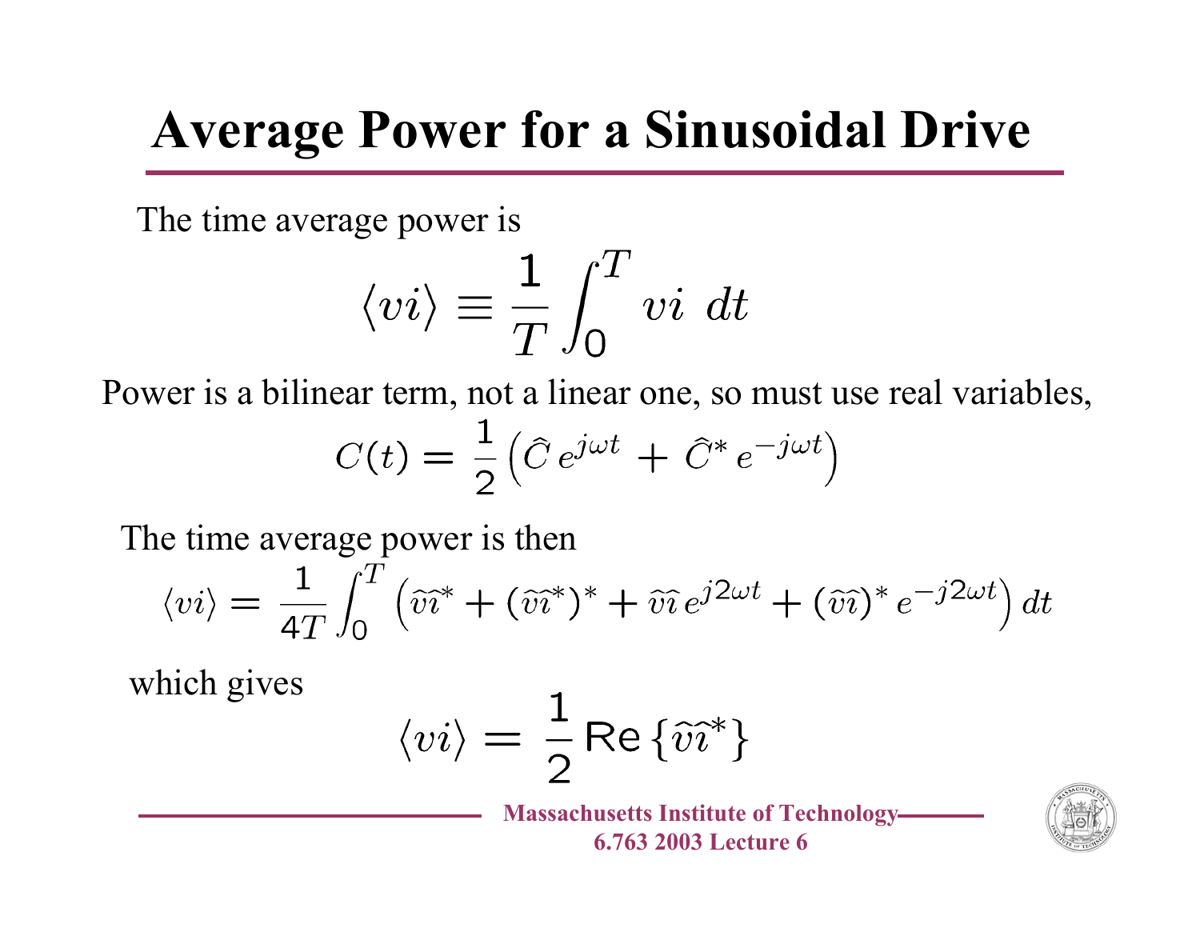# Average Power for a Sinusoidal Drive

The time average power is

$$\langle vi \rangle \equiv \frac{1}{T} \int_0^T vi \; dt$$

Power is a bilinear term, not a linear one, so must use real variables,

$$C(t) = \frac{1}{2} \left( \widehat{C} \, e^{j\omega t} + \widehat{C}^* \, e^{-j\omega t} \right)$$

The time average power is then

$$\langle vi \rangle = \frac{1}{4T} \int_0^T \left( \widehat{v}\widehat{i}^* + (\widehat{v}\widehat{i}^*)^* + \widehat{v}\widehat{i} \, e^{j2\omega t} + (\widehat{v}\widehat{i})^* \, e^{-j2\omega t} \right) dt$$

which gives

$$\langle vi \rangle = \frac{1}{2} \, \mathrm{Re} \left\{ \widehat{v}\widehat{i}^* \right\}$$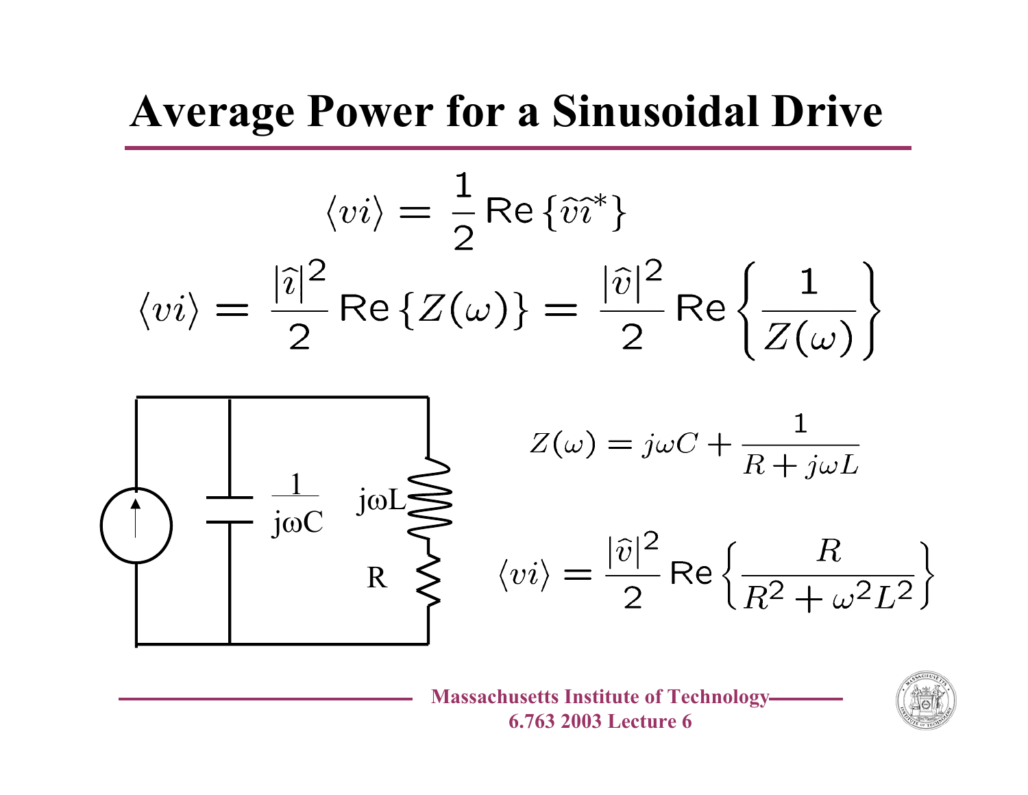# Average Power for a Sinusoidal Drive

$$\langle vi \rangle = \frac{1}{2}\text{Re}\left\{\widehat{v}\widehat{i}^*\right\}$$

$$\langle vi \rangle = \frac{|\widehat{i}|^2}{2}\text{Re}\left\{Z(\omega)\right\} = \frac{|\widehat{v}|^2}{2}\text{Re}\left\{\frac{1}{Z(\omega)}\right\}$$

$\frac{1}{j\omega C}$ &nbsp;&nbsp; $j\omega L$ &nbsp;&nbsp; $R$

$$Z(\omega) = j\omega C + \frac{1}{R + j\omega L}$$

$$\langle vi \rangle = \frac{|\widehat{v}|^2}{2}\text{Re}\left\{\frac{R}{R^2 + \omega^2 L^2}\right\}$$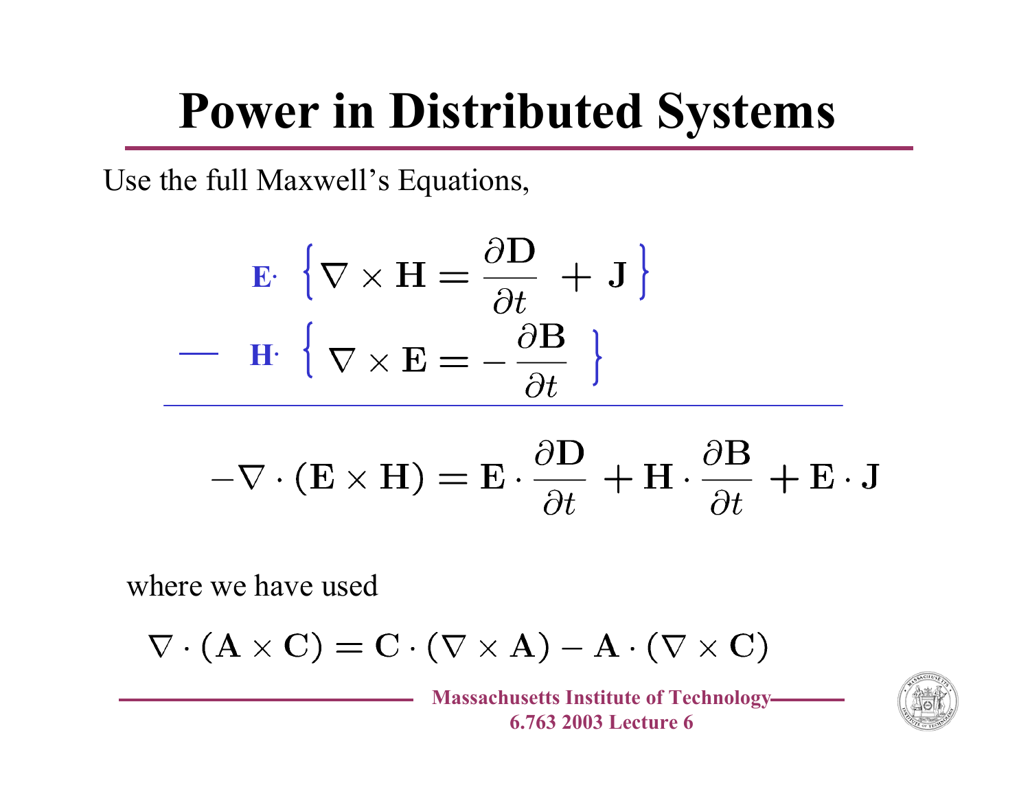# Power in Distributed Systems

Use the full Maxwell's Equations,

$$\mathbf{E}\cdot \left\{ \nabla \times \mathbf{H} = \frac{\partial \mathbf{D}}{\partial t} + \mathbf{J} \right\}$$

$$- \quad \mathbf{H}\cdot \left\{ \nabla \times \mathbf{E} = -\frac{\partial \mathbf{B}}{\partial t} \right\}$$

$$-\nabla \cdot (\mathbf{E} \times \mathbf{H}) = \mathbf{E} \cdot \frac{\partial \mathbf{D}}{\partial t} + \mathbf{H} \cdot \frac{\partial \mathbf{B}}{\partial t} + \mathbf{E} \cdot \mathbf{J}$$

where we have used

$$\nabla \cdot (\mathbf{A} \times \mathbf{C}) = \mathbf{C} \cdot (\nabla \times \mathbf{A}) - \mathbf{A} \cdot (\nabla \times \mathbf{C})$$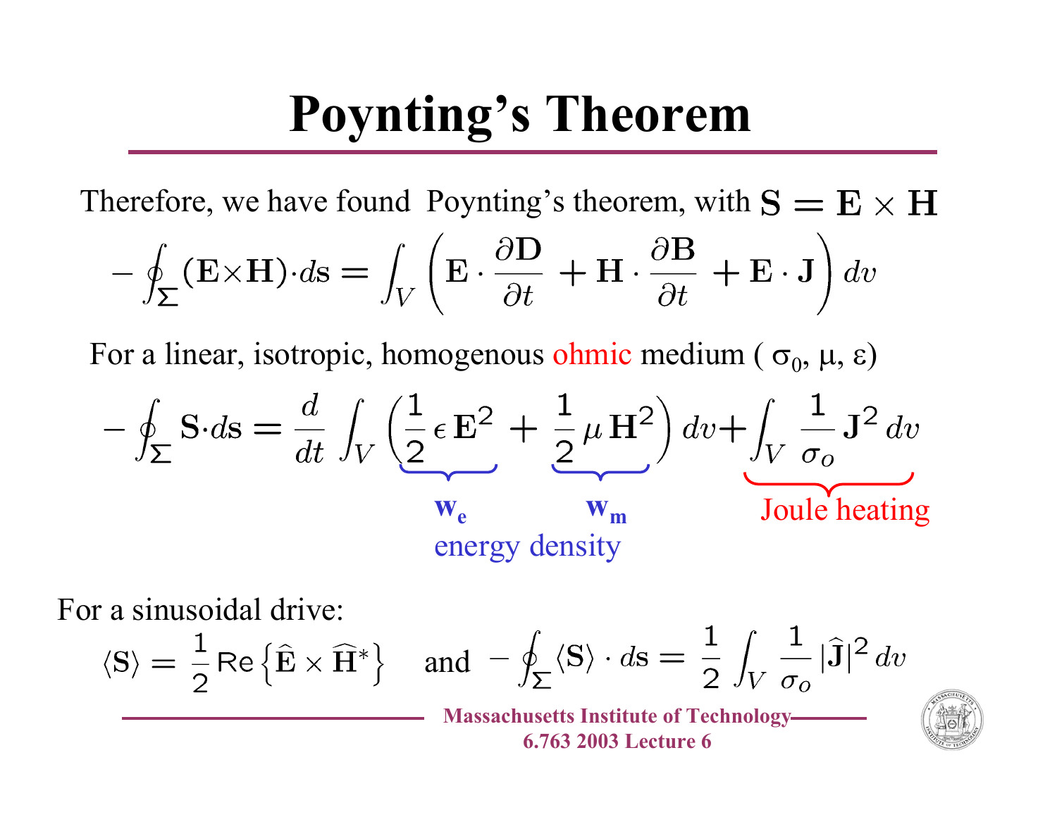# Poynting's Theorem

Therefore, we have found Poynting's theorem, with $\mathbf{S} = \mathbf{E} \times \mathbf{H}$

$$-\oint_{\Sigma} (\mathbf{E} \times \mathbf{H}) \cdot d\mathbf{s} = \int_V \left( \mathbf{E} \cdot \frac{\partial \mathbf{D}}{\partial t} + \mathbf{H} \cdot \frac{\partial \mathbf{B}}{\partial t} + \mathbf{E} \cdot \mathbf{J} \right) dv$$

For a linear, isotropic, homogenous ohmic medium ( $\sigma_0$, $\mu$, $\varepsilon$)

$$-\oint_{\Sigma} \mathbf{S} \cdot d\mathbf{s} = \frac{d}{dt} \int_V \left( \underbrace{\frac{1}{2} \epsilon\, \mathbf{E}^2}_{w_e} + \underbrace{\frac{1}{2} \mu\, \mathbf{H}^2}_{w_m} \right) dv + \underbrace{\int_V \frac{1}{\sigma_o} \mathbf{J}^2\, dv}_{\text{Joule heating}}$$

$w_e$, $w_m$: energy density

For a sinusoidal drive:

$$\langle \mathbf{S} \rangle = \frac{1}{2} \mathrm{Re} \left\{ \widehat{\mathbf{E}} \times \widehat{\mathbf{H}}^* \right\} \quad \text{and} \quad -\oint_{\Sigma} \langle \mathbf{S} \rangle \cdot d\mathbf{s} = \frac{1}{2} \int_V \frac{1}{\sigma_o} |\widehat{\mathbf{J}}|^2\, dv$$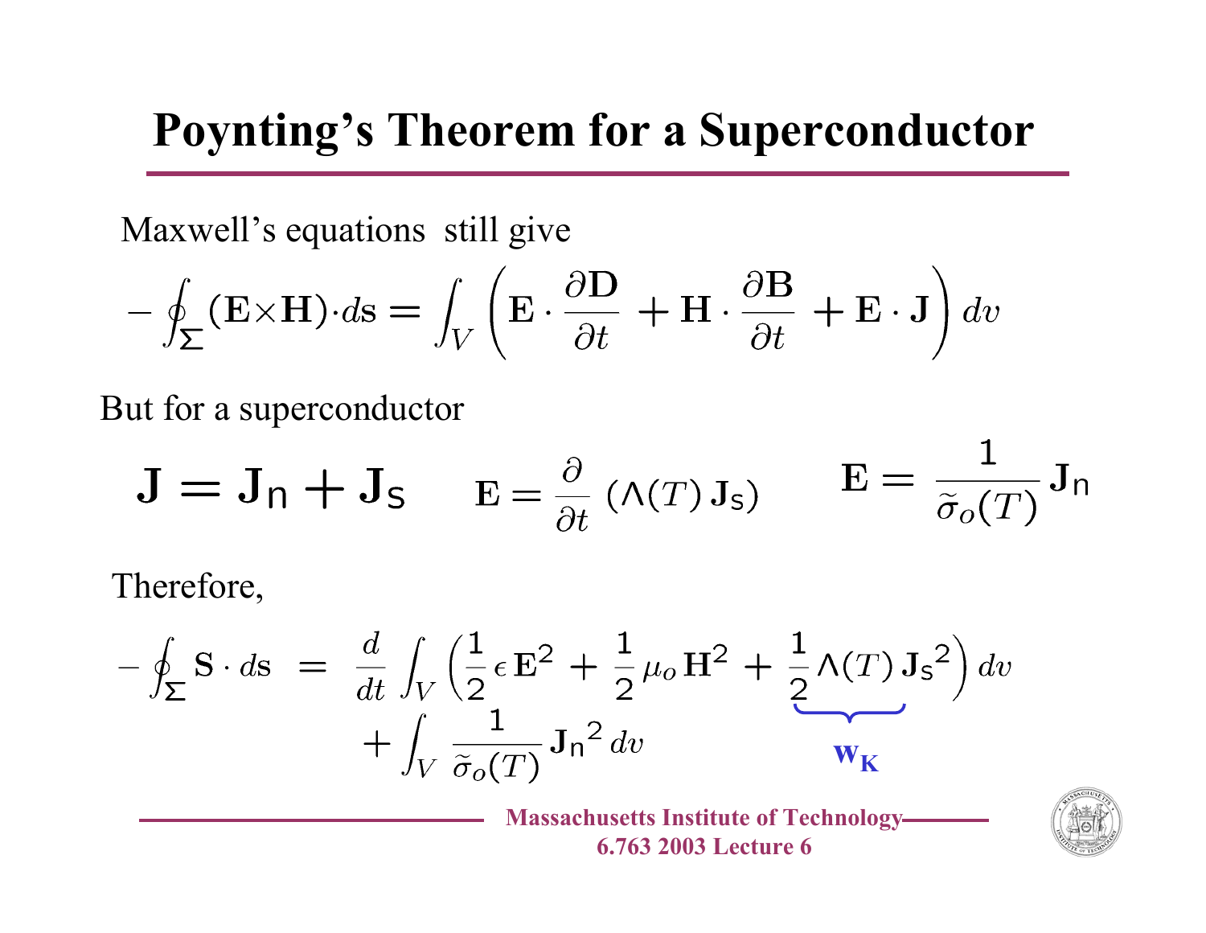# Poynting's Theorem for a Superconductor

Maxwell's equations still give

$$-\oint_{\Sigma} (\mathbf{E} \times \mathbf{H}) \cdot d\mathbf{s} = \int_V \left( \mathbf{E} \cdot \frac{\partial \mathbf{D}}{\partial t} + \mathbf{H} \cdot \frac{\partial \mathbf{B}}{\partial t} + \mathbf{E} \cdot \mathbf{J} \right) dv$$

But for a superconductor

$$\mathbf{J} = \mathbf{J}_\mathsf{n} + \mathbf{J}_\mathsf{s} \qquad \mathbf{E} = \frac{\partial}{\partial t} \left( \Lambda(T)\, \mathbf{J}_\mathsf{s} \right) \qquad \mathbf{E} = \frac{1}{\tilde{\sigma}_o(T)} \mathbf{J}_\mathsf{n}$$

Therefore,

$$-\oint_{\Sigma} \mathbf{S} \cdot d\mathbf{s} \;=\; \frac{d}{dt} \int_V \left( \frac{1}{2} \epsilon\, \mathbf{E}^2 + \frac{1}{2} \mu_o\, \mathbf{H}^2 + \underbrace{\frac{1}{2} \Lambda(T)\, {\mathbf{J}_\mathsf{s}}^2}_{\mathbf{w_K}} \right) dv + \int_V \frac{1}{\tilde{\sigma}_o(T)} {\mathbf{J}_\mathsf{n}}^2\, dv$$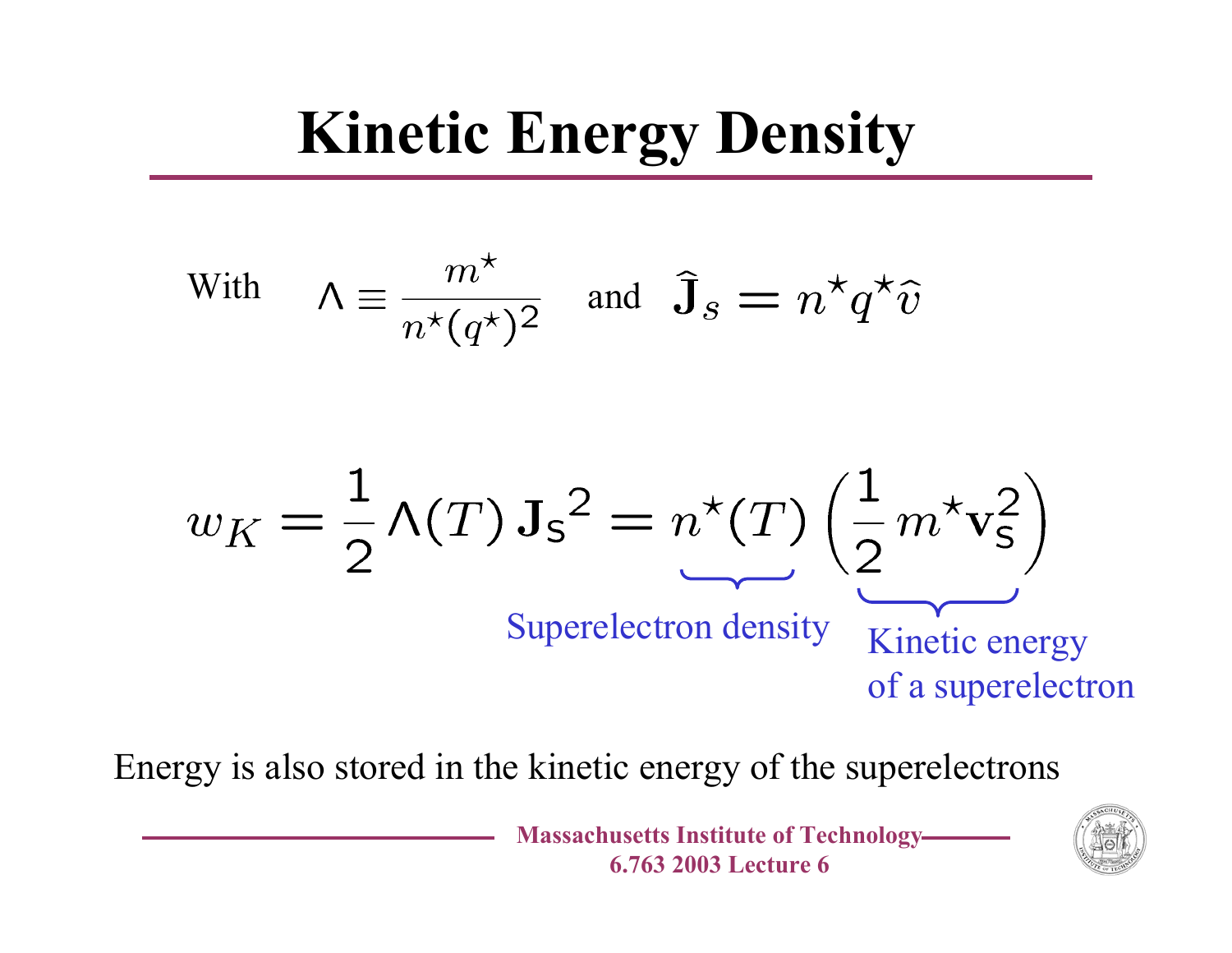# Kinetic Energy Density

With $\Lambda \equiv \dfrac{m^\star}{n^\star (q^\star)^2}$ and $\hat{\mathbf{J}}_s = n^\star q^\star \hat{v}$

$$w_K = \frac{1}{2}\Lambda(T)\,\mathbf{J_s}^2 = \underbrace{n^\star(T)}_{\text{Superelectron density}}\underbrace{\left(\frac{1}{2}m^\star \mathbf{v}_s^2\right)}_{\text{Kinetic energy of a superelectron}}$$

Energy is also stored in the kinetic energy of the superelectrons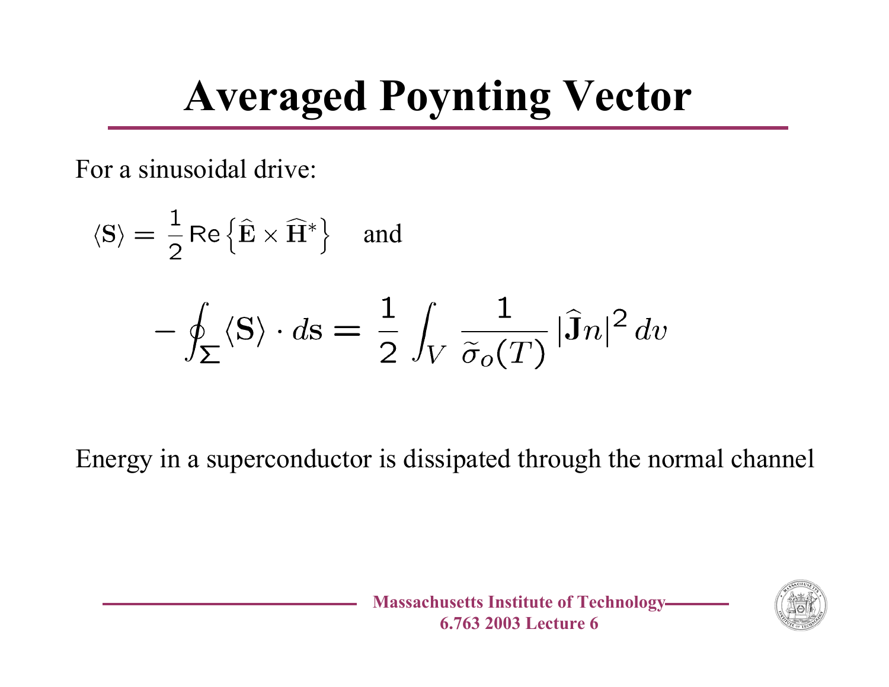# Averaged Poynting Vector

For a sinusoidal drive:

$$\langle \mathbf{S} \rangle = \frac{1}{2} \mathrm{Re} \left\{ \widehat{\mathbf{E}} \times \widehat{\mathbf{H}}^* \right\} \quad \text{and}$$

$$- \oint_{\Sigma} \langle \mathbf{S} \rangle \cdot d\mathbf{s} = \frac{1}{2} \int_V \frac{1}{\widetilde{\sigma}_o(T)} \left| \widehat{\mathbf{J}} n \right|^2 dv$$

Energy in a superconductor is dissipated through the normal channel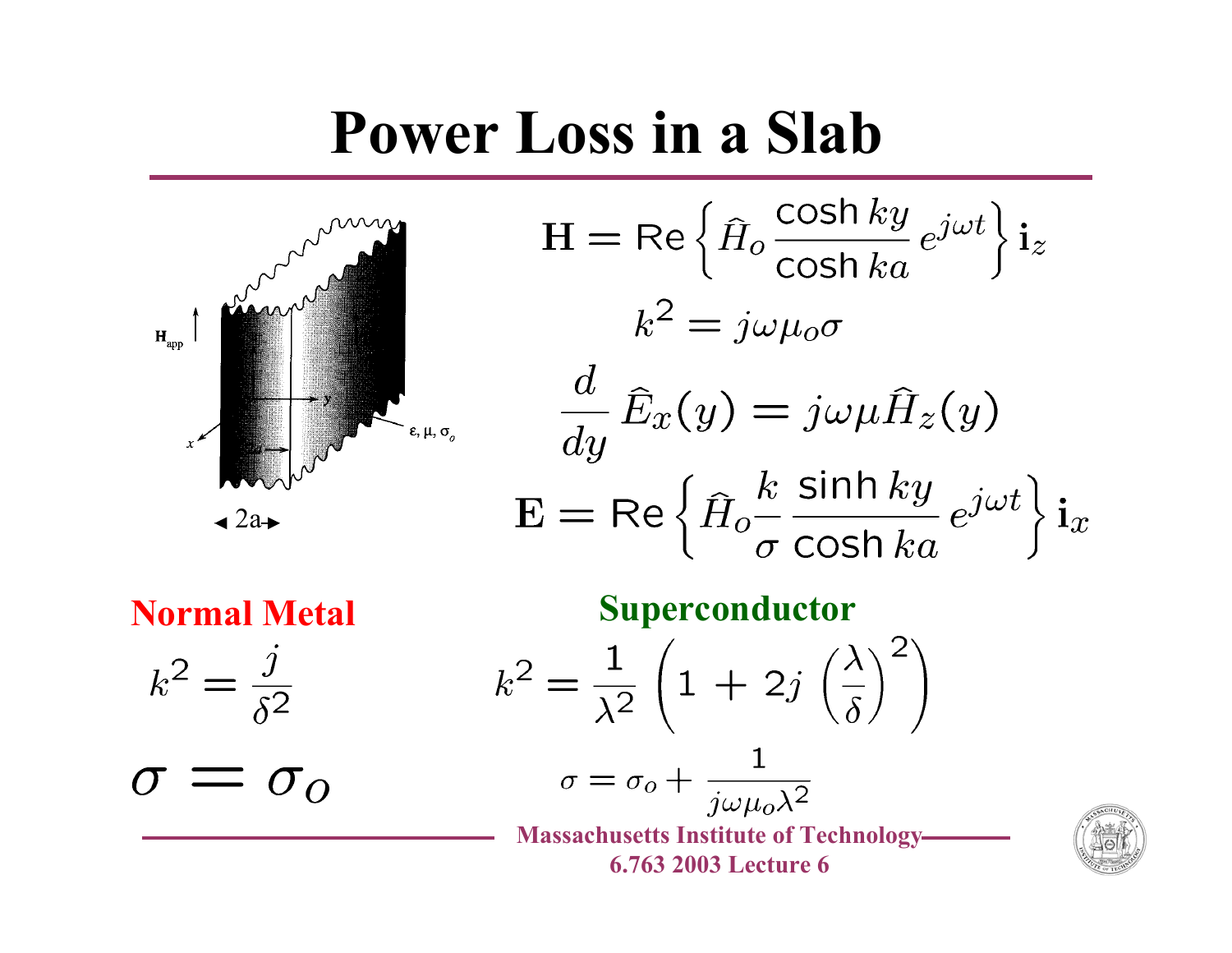# Power Loss in a Slab

$$\mathbf{H} = \text{Re}\left\{ \widehat{H}_o \frac{\cosh ky}{\cosh ka} e^{j\omega t} \right\} \mathbf{i}_z$$

$$k^2 = j\omega\mu_o\sigma$$

$$\frac{d}{dy}\widehat{E}_x(y) = j\omega\mu\widehat{H}_z(y)$$

$$\mathbf{E} = \text{Re}\left\{ \widehat{H}_o \frac{k}{\sigma} \frac{\sinh ky}{\cosh ka} e^{j\omega t} \right\} \mathbf{i}_x$$

**Normal Metal**

$$k^2 = \frac{j}{\delta^2}$$

$$\sigma = \sigma_o$$

**Superconductor**

$$k^2 = \frac{1}{\lambda^2}\left(1 + 2j\left(\frac{\lambda}{\delta}\right)^2\right)$$

$$\sigma = \sigma_o + \frac{1}{j\omega\mu_o\lambda^2}$$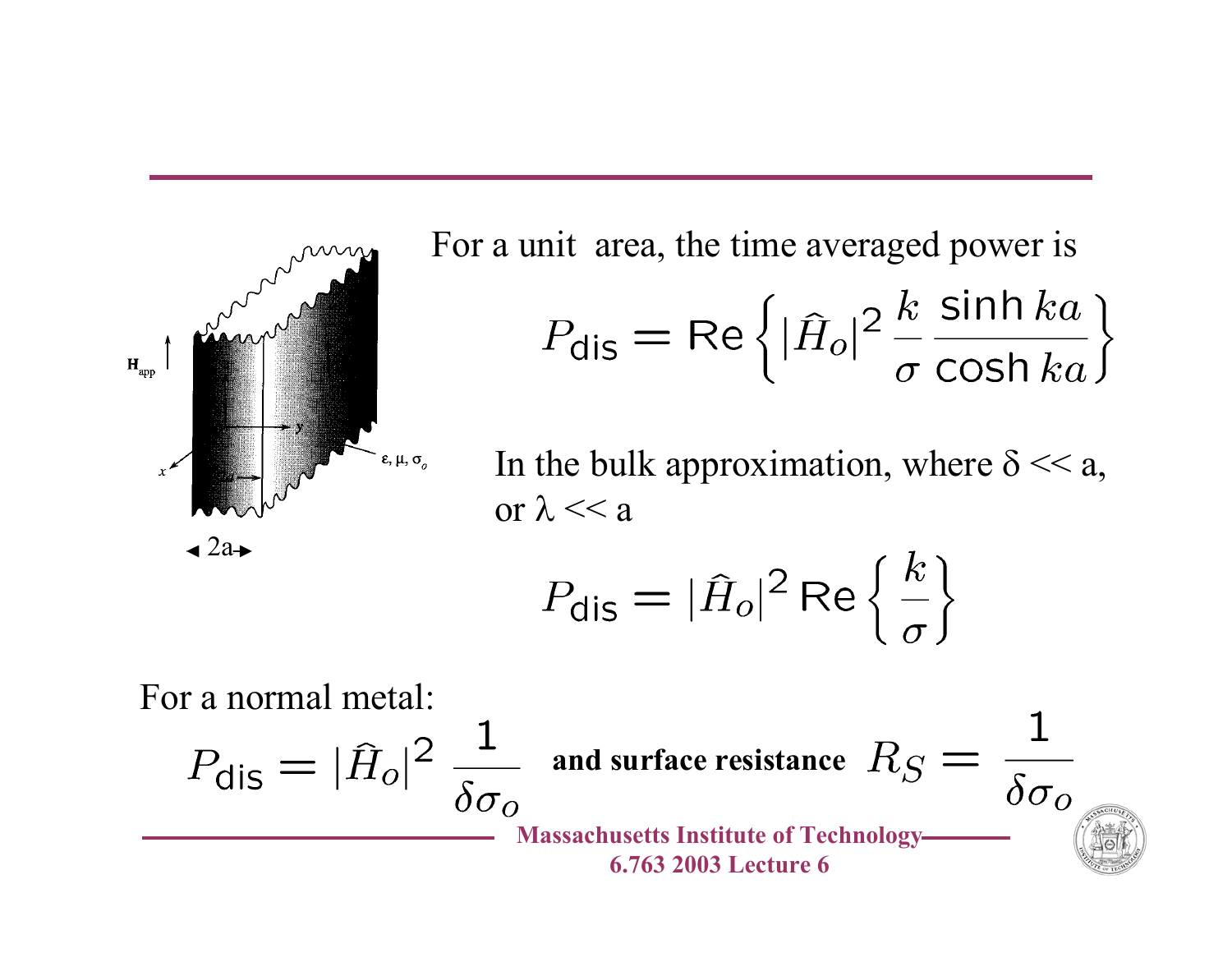For a unit area, the time averaged power is

$$P_{\text{dis}} = \text{Re}\left\{ |\hat{H}_o|^2 \frac{k}{\sigma} \frac{\sinh ka}{\cosh ka} \right\}$$

In the bulk approximation, where $\delta << a$, or $\lambda << a$

$$P_{\text{dis}} = |\hat{H}_o|^2 \, \text{Re}\left\{ \frac{k}{\sigma} \right\}$$

For a normal metal:

$$P_{\text{dis}} = |\hat{H}_o|^2 \, \frac{1}{\delta \sigma_o}$$ **and surface resistance** $$R_S = \frac{1}{\delta \sigma_o}$$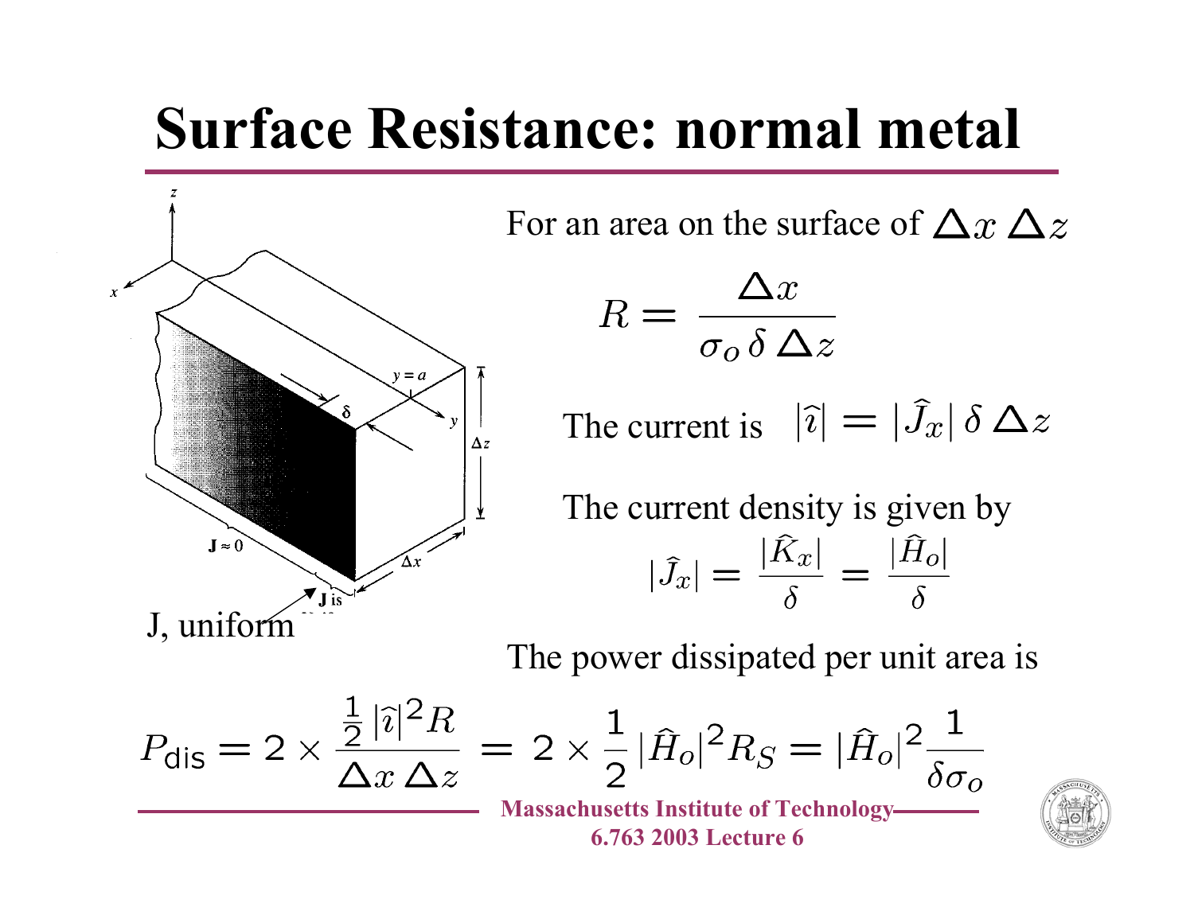# Surface Resistance: normal metal

J, uniform

For an area on the surface of $\Delta x \, \Delta z$

$$R = \frac{\Delta x}{\sigma_o \, \delta \, \Delta z}$$

The current is $|\hat{\imath}| = |\hat{J}_x| \, \delta \, \Delta z$

The current density is given by

$$|\hat{J}_x| = \frac{|\hat{K}_x|}{\delta} = \frac{|\hat{H}_o|}{\delta}$$

The power dissipated per unit area is

$$P_{\text{dis}} = 2 \times \frac{\frac{1}{2} |\hat{\imath}|^2 R}{\Delta x \, \Delta z} = 2 \times \frac{1}{2} |\hat{H}_o|^2 R_S = |\hat{H}_o|^2 \frac{1}{\delta \sigma_o}$$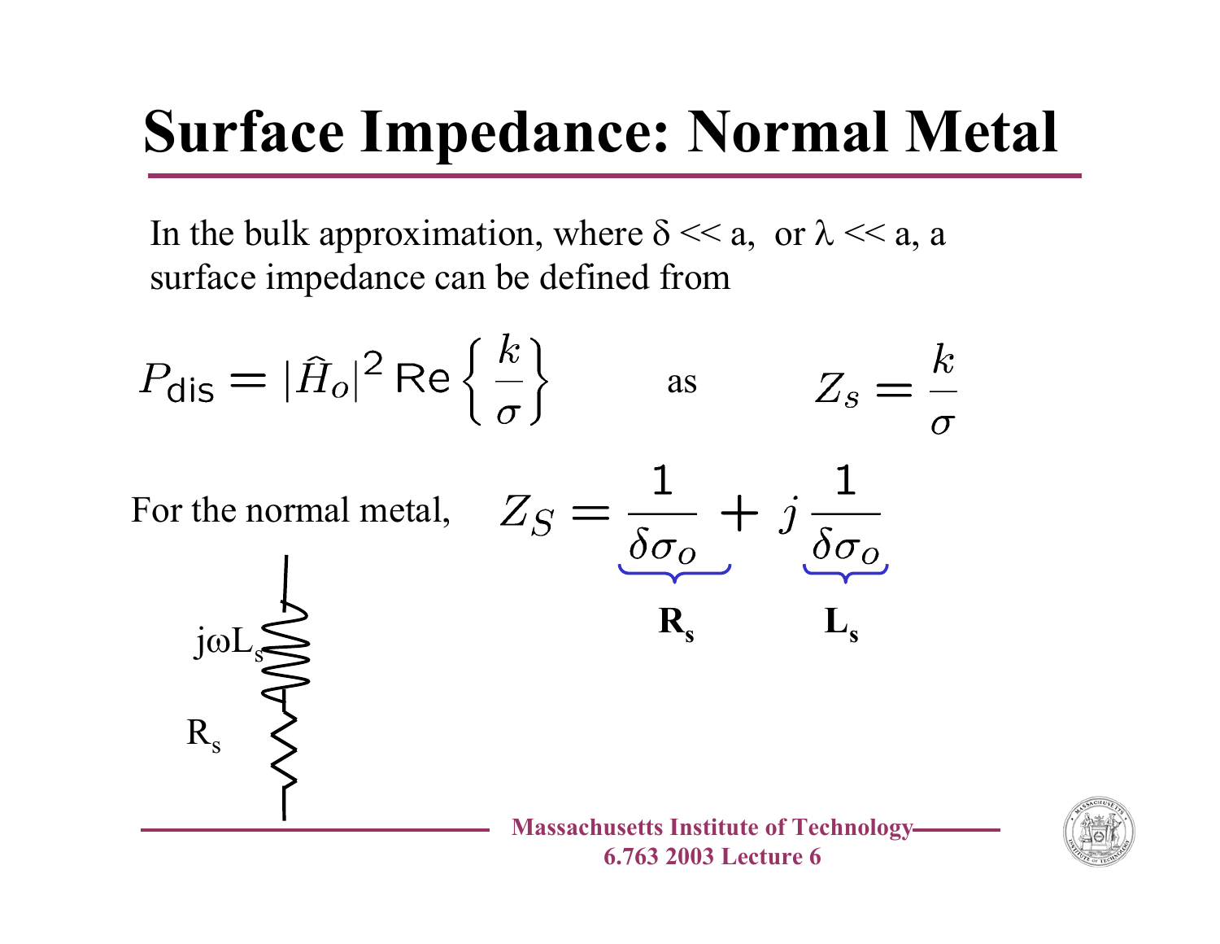# Surface Impedance: Normal Metal

In the bulk approximation, where $\delta \ll a$, or $\lambda \ll a$, a surface impedance can be defined from

$$P_{\text{dis}} = |\hat{H}_o|^2 \, \text{Re}\left\{ \frac{k}{\sigma} \right\} \qquad \text{as} \qquad Z_s = \frac{k}{\sigma}$$

For the normal metal,

$$Z_S = \underbrace{\frac{1}{\delta \sigma_o}}_{\mathbf{R_s}} + j \underbrace{\frac{1}{\delta \sigma_o}}_{\mathbf{L_s}}$$

$j\omega L_s$

$R_s$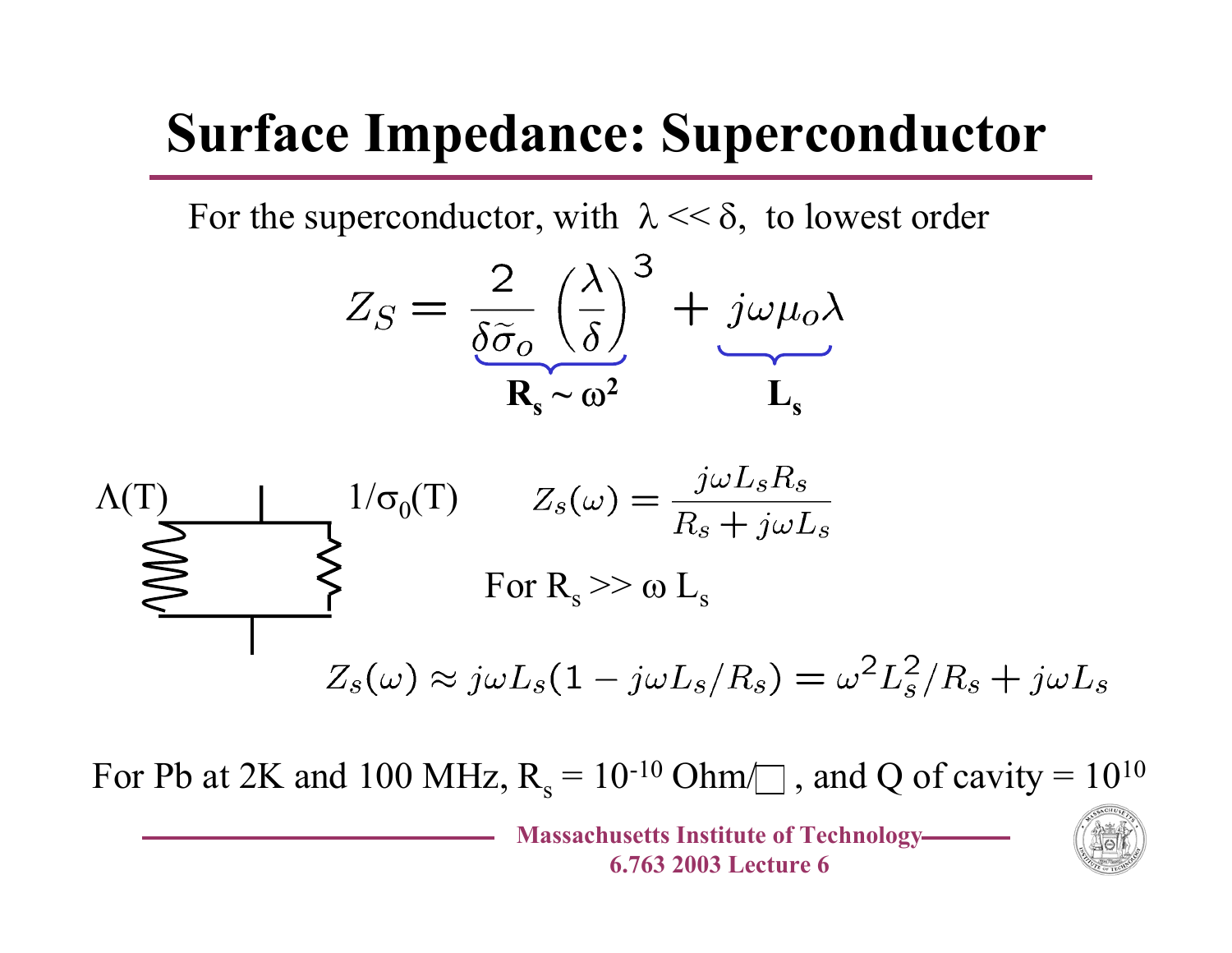# Surface Impedance: Superconductor

For the superconductor, with $\lambda \ll \delta$, to lowest order

$$Z_S = \underbrace{\frac{2}{\delta \tilde{\sigma}_o}\left(\frac{\lambda}{\delta}\right)^3}_{R_s \sim \omega^2} + \underbrace{j\omega\mu_o\lambda}_{L_s}$$

$\Lambda(T)$ $\quad$ $1/\sigma_0(T)$

$$Z_s(\omega) = \frac{j\omega L_s R_s}{R_s + j\omega L_s}$$

For $R_s \gg \omega L_s$

$$Z_s(\omega) \approx j\omega L_s(1 - j\omega L_s/R_s) = \omega^2 L_s^2/R_s + j\omega L_s$$

For Pb at 2K and 100 MHz, $R_s = 10^{-10}$ Ohm/□, and Q of cavity = $10^{10}$